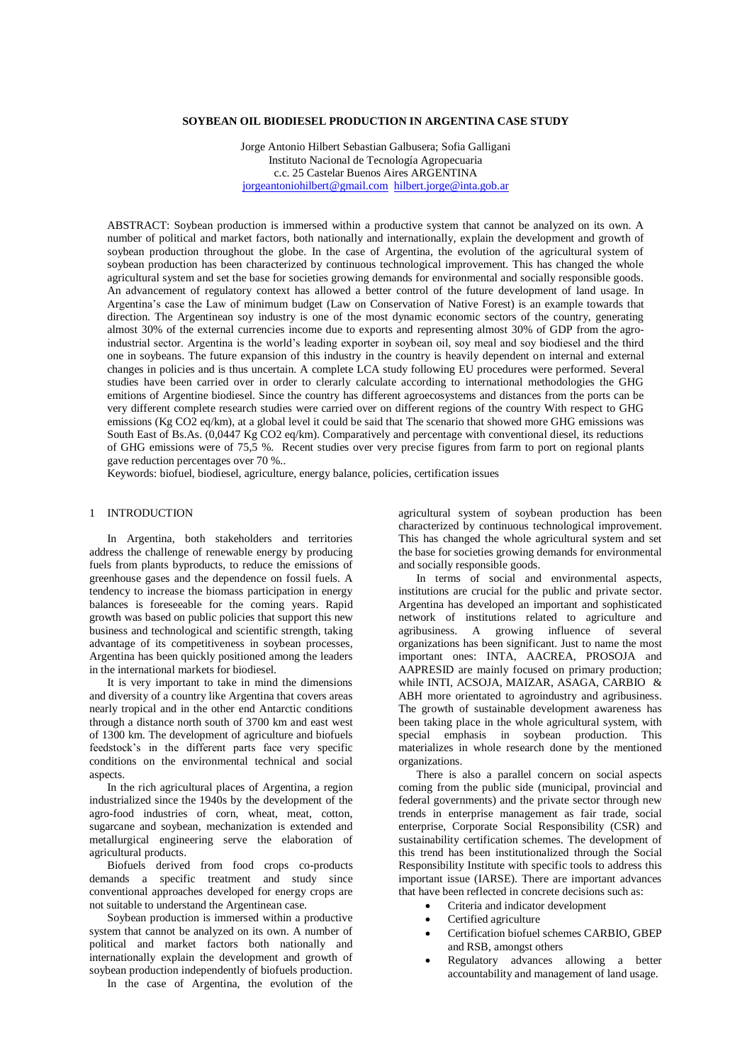# SOYBEAN OIL BIODIESEL PRODUCTION IN ARGENTINA CASE STUDY

Jorge Antonio Hilbert Sebastian Galbusera; Sofia Galligani
Instituto Nacional de Tecnología Agropecuaria
c.c. 25 Castelar Buenos Aires ARGENTINA
jorgeantoniohilbert@gmail.com hilbert.jorge@inta.gob.ar

ABSTRACT: Soybean production is immersed within a productive system that cannot be analyzed on its own. A number of political and market factors, both nationally and internationally, explain the development and growth of soybean production throughout the globe. In the case of Argentina, the evolution of the agricultural system of soybean production has been characterized by continuous technological improvement. This has changed the whole agricultural system and set the base for societies growing demands for environmental and socially responsible goods. An advancement of regulatory context has allowed a better control of the future development of land usage. In Argentina's case the Law of minimum budget (Law on Conservation of Native Forest) is an example towards that direction. The Argentinean soy industry is one of the most dynamic economic sectors of the country, generating almost 30% of the external currencies income due to exports and representing almost 30% of GDP from the agro-industrial sector. Argentina is the world's leading exporter in soybean oil, soy meal and soy biodiesel and the third one in soybeans. The future expansion of this industry in the country is heavily dependent on internal and external changes in policies and is thus uncertain. A complete LCA study following EU procedures were performed. Several studies have been carried over in order to clerarly calculate according to international methodologies the GHG emitions of Argentine biodiesel. Since the country has different agroecosystems and distances from the ports can be very different complete research studies were carried over on different regions of the country With respect to GHG emissions (Kg CO2 eq/km), at a global level it could be said that The scenario that showed more GHG emissions was South East of Bs.As. (0,0447 Kg CO2 eq/km). Comparatively and percentage with conventional diesel, its reductions of GHG emissions were of 75,5 %. Recent studies over very precise figures from farm to port on regional plants gave reduction percentages over 70 %..

Keywords: biofuel, biodiesel, agriculture, energy balance, policies, certification issues

## 1 INTRODUCTION

In Argentina, both stakeholders and territories address the challenge of renewable energy by producing fuels from plants byproducts, to reduce the emissions of greenhouse gases and the dependence on fossil fuels. A tendency to increase the biomass participation in energy balances is foreseeable for the coming years. Rapid growth was based on public policies that support this new business and technological and scientific strength, taking advantage of its competitiveness in soybean processes, Argentina has been quickly positioned among the leaders in the international markets for biodiesel.

It is very important to take in mind the dimensions and diversity of a country like Argentina that covers areas nearly tropical and in the other end Antarctic conditions through a distance north south of 3700 km and east west of 1300 km. The development of agriculture and biofuels feedstock's in the different parts face very specific conditions on the environmental technical and social aspects.

In the rich agricultural places of Argentina, a region industrialized since the 1940s by the development of the agro-food industries of corn, wheat, meat, cotton, sugarcane and soybean, mechanization is extended and metallurgical engineering serve the elaboration of agricultural products.

Biofuels derived from food crops co-products demands a specific treatment and study since conventional approaches developed for energy crops are not suitable to understand the Argentinean case.

Soybean production is immersed within a productive system that cannot be analyzed on its own. A number of political and market factors both nationally and internationally explain the development and growth of soybean production independently of biofuels production.

In the case of Argentina, the evolution of the agricultural system of soybean production has been characterized by continuous technological improvement. This has changed the whole agricultural system and set the base for societies growing demands for environmental and socially responsible goods.

In terms of social and environmental aspects, institutions are crucial for the public and private sector. Argentina has developed an important and sophisticated network of institutions related to agriculture and agribusiness. A growing influence of several organizations has been significant. Just to name the most important ones: INTA, AACREA, PROSOJA and AAPRESID are mainly focused on primary production; while INTI, ACSOJA, MAIZAR, ASAGA, CARBIO & ABH more orientated to agroindustry and agribusiness. The growth of sustainable development awareness has been taking place in the whole agricultural system, with special emphasis in soybean production. This materializes in whole research done by the mentioned organizations.

There is also a parallel concern on social aspects coming from the public side (municipal, provincial and federal governments) and the private sector through new trends in enterprise management as fair trade, social enterprise, Corporate Social Responsibility (CSR) and sustainability certification schemes. The development of this trend has been institutionalized through the Social Responsibility Institute with specific tools to address this important issue (IARSE). There are important advances that have been reflected in concrete decisions such as:

- Criteria and indicator development
- Certified agriculture
- Certification biofuel schemes CARBIO, GBEP and RSB, amongst others
- Regulatory advances allowing a better accountability and management of land usage.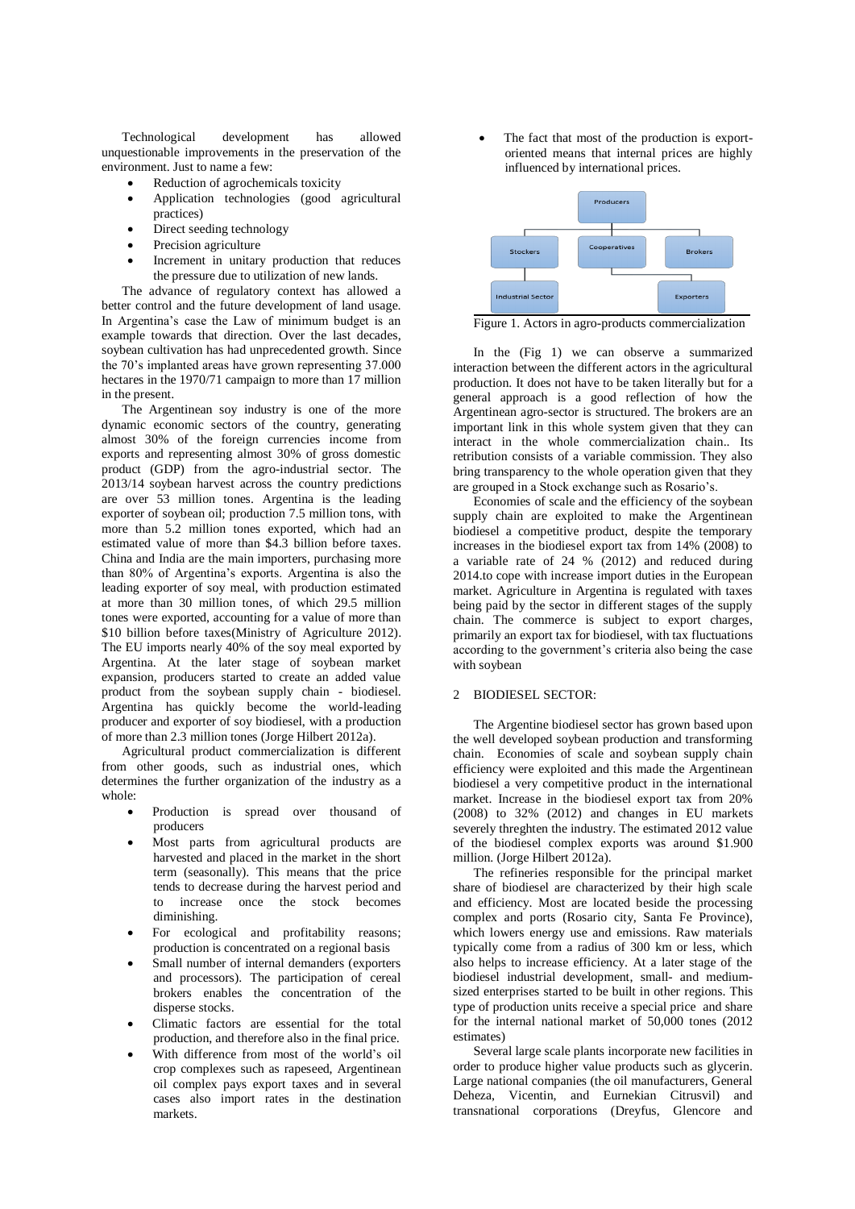Technological development has allowed unquestionable improvements in the preservation of the environment. Just to name a few:

- Reduction of agrochemicals toxicity
- Application technologies (good agricultural practices)
- Direct seeding technology
- Precision agriculture
- Increment in unitary production that reduces the pressure due to utilization of new lands.

The advance of regulatory context has allowed a better control and the future development of land usage. In Argentina's case the Law of minimum budget is an example towards that direction. Over the last decades, soybean cultivation has had unprecedented growth. Since the 70's implanted areas have grown representing 37.000 hectares in the 1970/71 campaign to more than 17 million in the present.

The Argentinean soy industry is one of the more dynamic economic sectors of the country, generating almost 30% of the foreign currencies income from exports and representing almost 30% of gross domestic product (GDP) from the agro-industrial sector. The 2013/14 soybean harvest across the country predictions are over 53 million tones. Argentina is the leading exporter of soybean oil; production 7.5 million tons, with more than 5.2 million tones exported, which had an estimated value of more than $4.3 billion before taxes. China and India are the main importers, purchasing more than 80% of Argentina's exports. Argentina is also the leading exporter of soy meal, with production estimated at more than 30 million tones, of which 29.5 million tones were exported, accounting for a value of more than $10 billion before taxes(Ministry of Agriculture 2012). The EU imports nearly 40% of the soy meal exported by Argentina. At the later stage of soybean market expansion, producers started to create an added value product from the soybean supply chain - biodiesel. Argentina has quickly become the world-leading producer and exporter of soy biodiesel, with a production of more than 2.3 million tones (Jorge Hilbert 2012a).

Agricultural product commercialization is different from other goods, such as industrial ones, which determines the further organization of the industry as a whole:

- Production is spread over thousand of producers
- Most parts from agricultural products are harvested and placed in the market in the short term (seasonally). This means that the price tends to decrease during the harvest period and to increase once the stock becomes diminishing.
- For ecological and profitability reasons; production is concentrated on a regional basis
- Small number of internal demanders (exporters and processors). The participation of cereal brokers enables the concentration of the disperse stocks.
- Climatic factors are essential for the total production, and therefore also in the final price.
- With difference from most of the world's oil crop complexes such as rapeseed, Argentinean oil complex pays export taxes and in several cases also import rates in the destination markets.
- The fact that most of the production is export-oriented means that internal prices are highly influenced by international prices.

Producers
Stockers | Cooperatives | Brokers
Industrial Sector | Exporters

Figure 1. Actors in agro-products commercialization

In the (Fig 1) we can observe a summarized interaction between the different actors in the agricultural production. It does not have to be taken literally but for a general approach is a good reflection of how the Argentinean agro-sector is structured. The brokers are an important link in this whole system given that they can interact in the whole commercialization chain.. Its retribution consists of a variable commission. They also bring transparency to the whole operation given that they are grouped in a Stock exchange such as Rosario's.

Economies of scale and the efficiency of the soybean supply chain are exploited to make the Argentinean biodiesel a competitive product, despite the temporary increases in the biodiesel export tax from 14% (2008) to a variable rate of 24 % (2012) and reduced during 2014.to cope with increase import duties in the European market. Agriculture in Argentina is regulated with taxes being paid by the sector in different stages of the supply chain. The commerce is subject to export charges, primarily an export tax for biodiesel, with tax fluctuations according to the government's criteria also being the case with soybean

## 2 BIODIESEL SECTOR:

The Argentine biodiesel sector has grown based upon the well developed soybean production and transforming chain. Economies of scale and soybean supply chain efficiency were exploited and this made the Argentinean biodiesel a very competitive product in the international market. Increase in the biodiesel export tax from 20% (2008) to 32% (2012) and changes in EU markets severely threghten the industry. The estimated 2012 value of the biodiesel complex exports was around $1.900 million. (Jorge Hilbert 2012a).

The refineries responsible for the principal market share of biodiesel are characterized by their high scale and efficiency. Most are located beside the processing complex and ports (Rosario city, Santa Fe Province), which lowers energy use and emissions. Raw materials typically come from a radius of 300 km or less, which also helps to increase efficiency. At a later stage of the biodiesel industrial development, small- and medium-sized enterprises started to be built in other regions. This type of production units receive a special price and share for the internal national market of 50,000 tones (2012 estimates)

Several large scale plants incorporate new facilities in order to produce higher value products such as glycerin. Large national companies (the oil manufacturers, General Deheza, Vicentin, and Eurnekian Citrusvil) and transnational corporations (Dreyfus, Glencore and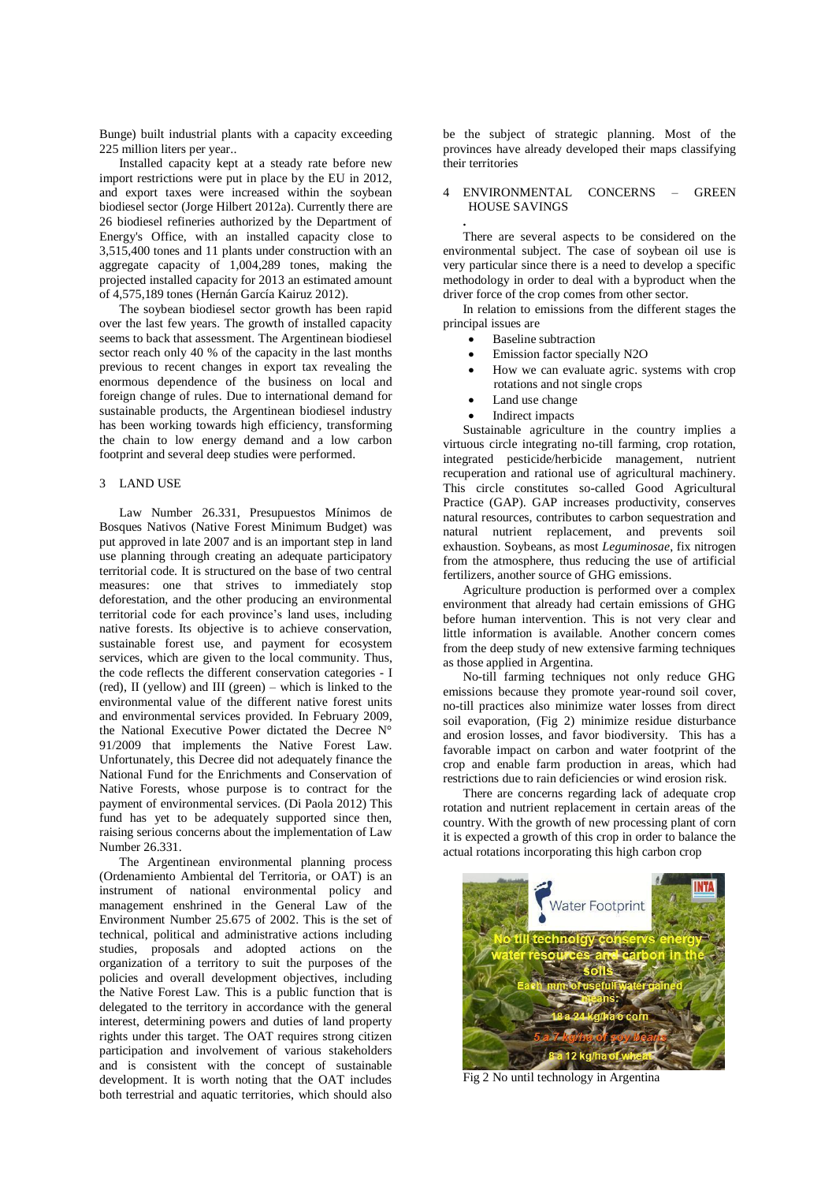Bunge) built industrial plants with a capacity exceeding 225 million liters per year..

Installed capacity kept at a steady rate before new import restrictions were put in place by the EU in 2012, and export taxes were increased within the soybean biodiesel sector (Jorge Hilbert 2012a). Currently there are 26 biodiesel refineries authorized by the Department of Energy's Office, with an installed capacity close to 3,515,400 tones and 11 plants under construction with an aggregate capacity of 1,004,289 tones, making the projected installed capacity for 2013 an estimated amount of 4,575,189 tones (Hernán García Kairuz 2012).

The soybean biodiesel sector growth has been rapid over the last few years. The growth of installed capacity seems to back that assessment. The Argentinean biodiesel sector reach only 40 % of the capacity in the last months previous to recent changes in export tax revealing the enormous dependence of the business on local and foreign change of rules. Due to international demand for sustainable products, the Argentinean biodiesel industry has been working towards high efficiency, transforming the chain to low energy demand and a low carbon footprint and several deep studies were performed.

## 3 LAND USE

Law Number 26.331, Presupuestos Mínimos de Bosques Nativos (Native Forest Minimum Budget) was put approved in late 2007 and is an important step in land use planning through creating an adequate participatory territorial code. It is structured on the base of two central measures: one that strives to immediately stop deforestation, and the other producing an environmental territorial code for each province's land uses, including native forests. Its objective is to achieve conservation, sustainable forest use, and payment for ecosystem services, which are given to the local community. Thus, the code reflects the different conservation categories - I (red), II (yellow) and III (green) – which is linked to the environmental value of the different native forest units and environmental services provided. In February 2009, the National Executive Power dictated the Decree N° 91/2009 that implements the Native Forest Law. Unfortunately, this Decree did not adequately finance the National Fund for the Enrichments and Conservation of Native Forests, whose purpose is to contract for the payment of environmental services. (Di Paola 2012) This fund has yet to be adequately supported since then, raising serious concerns about the implementation of Law Number 26.331.

The Argentinean environmental planning process (Ordenamiento Ambiental del Territoria, or OAT) is an instrument of national environmental policy and management enshrined in the General Law of the Environment Number 25.675 of 2002. This is the set of technical, political and administrative actions including studies, proposals and adopted actions on the organization of a territory to suit the purposes of the policies and overall development objectives, including the Native Forest Law. This is a public function that is delegated to the territory in accordance with the general interest, determining powers and duties of land property rights under this target. The OAT requires strong citizen participation and involvement of various stakeholders and is consistent with the concept of sustainable development. It is worth noting that the OAT includes both terrestrial and aquatic territories, which should also be the subject of strategic planning. Most of the provinces have already developed their maps classifying their territories

## 4 ENVIRONMENTAL CONCERNS – GREEN HOUSE SAVINGS

There are several aspects to be considered on the environmental subject. The case of soybean oil use is very particular since there is a need to develop a specific methodology in order to deal with a byproduct when the driver force of the crop comes from other sector.

In relation to emissions from the different stages the principal issues are

- Baseline subtraction
- Emission factor specially N2O
- How we can evaluate agric. systems with crop rotations and not single crops
- Land use change
- Indirect impacts

Sustainable agriculture in the country implies a virtuous circle integrating no-till farming, crop rotation, integrated pesticide/herbicide management, nutrient recuperation and rational use of agricultural machinery. This circle constitutes so-called Good Agricultural Practice (GAP). GAP increases productivity, conserves natural resources, contributes to carbon sequestration and natural nutrient replacement, and prevents soil exhaustion. Soybeans, as most *Leguminosae*, fix nitrogen from the atmosphere, thus reducing the use of artificial fertilizers, another source of GHG emissions.

Agriculture production is performed over a complex environment that already had certain emissions of GHG before human intervention. This is not very clear and little information is available. Another concern comes from the deep study of new extensive farming techniques as those applied in Argentina.

No-till farming techniques not only reduce GHG emissions because they promote year-round soil cover, no-till practices also minimize water losses from direct soil evaporation, (Fig 2) minimize residue disturbance and erosion losses, and favor biodiversity. This has a favorable impact on carbon and water footprint of the crop and enable farm production in areas, which had restrictions due to rain deficiencies or wind erosion risk.

There are concerns regarding lack of adequate crop rotation and nutrient replacement in certain areas of the country. With the growth of new processing plant of corn it is expected a growth of this crop in order to balance the actual rotations incorporating this high carbon crop

Fig 2 No until technology in Argentina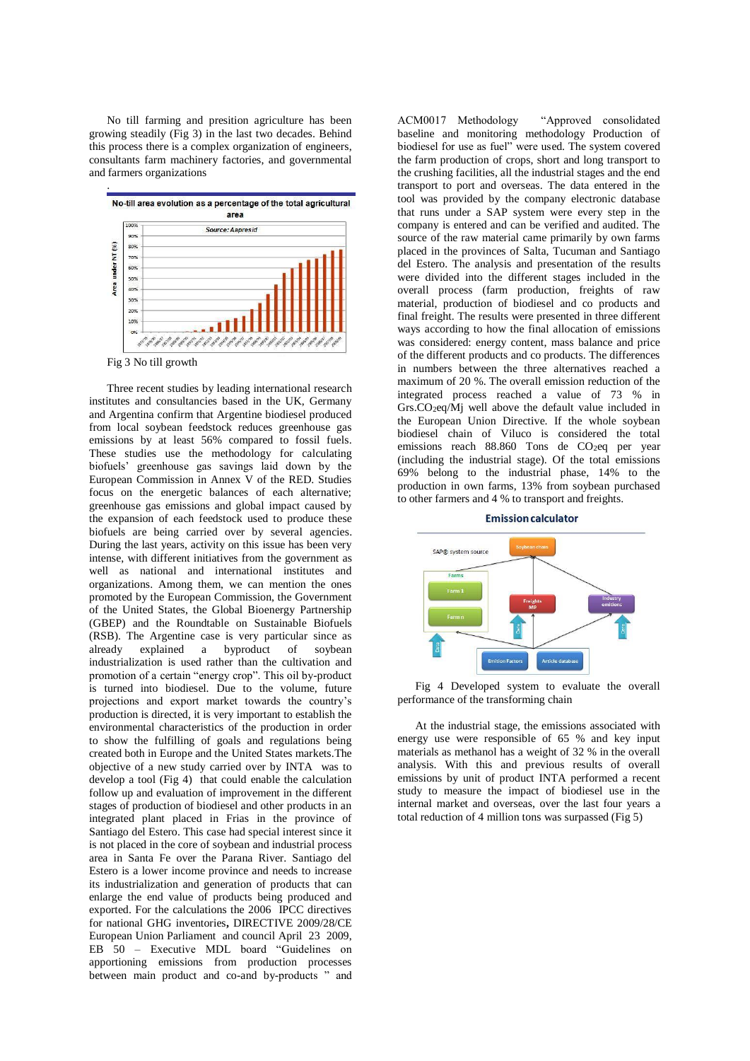No till farming and presition agriculture has been growing steadily (Fig 3) in the last two decades. Behind this process there is a complex organization of engineers, consultants farm machinery factories, and governmental and farmers organizations

Fig 3 No till growth

Three recent studies by leading international research institutes and consultancies based in the UK, Germany and Argentina confirm that Argentine biodiesel produced from local soybean feedstock reduces greenhouse gas emissions by at least 56% compared to fossil fuels. These studies use the methodology for calculating biofuels' greenhouse gas savings laid down by the European Commission in Annex V of the RED. Studies focus on the energetic balances of each alternative; greenhouse gas emissions and global impact caused by the expansion of each feedstock used to produce these biofuels are being carried over by several agencies. During the last years, activity on this issue has been very intense, with different initiatives from the government as well as national and international institutes and organizations. Among them, we can mention the ones promoted by the European Commission, the Government of the United States, the Global Bioenergy Partnership (GBEP) and the Roundtable on Sustainable Biofuels (RSB). The Argentine case is very particular since as already explained a byproduct of soybean industrialization is used rather than the cultivation and promotion of a certain "energy crop". This oil by-product is turned into biodiesel. Due to the volume, future projections and export market towards the country's production is directed, it is very important to establish the environmental characteristics of the production in order to show the fulfilling of goals and regulations being created both in Europe and the United States markets.The objective of a new study carried over by INTA was to develop a tool (Fig 4) that could enable the calculation follow up and evaluation of improvement in the different stages of production of biodiesel and other products in an integrated plant placed in Frias in the province of Santiago del Estero. This case had special interest since it is not placed in the core of soybean and industrial process area in Santa Fe over the Parana River. Santiago del Estero is a lower income province and needs to increase its industrialization and generation of products that can enlarge the end value of products being produced and exported. For the calculations the 2006 IPCC directives for national GHG inventories**,** DIRECTIVE 2009/28/CE European Union Parliament and council April 23 2009, EB 50 – Executive MDL board "Guidelines on apportioning emissions from production processes between main product and co-and by-products " and ACM0017 Methodology "Approved consolidated baseline and monitoring methodology Production of biodiesel for use as fuel" were used. The system covered the farm production of crops, short and long transport to the crushing facilities, all the industrial stages and the end transport to port and overseas. The data entered in the tool was provided by the company electronic database that runs under a SAP system were every step in the company is entered and can be verified and audited. The source of the raw material came primarily by own farms placed in the provinces of Salta, Tucuman and Santiago del Estero. The analysis and presentation of the results were divided into the different stages included in the overall process (farm production, freights of raw material, production of biodiesel and co products and final freight. The results were presented in three different ways according to how the final allocation of emissions was considered: energy content, mass balance and price of the different products and co products. The differences in numbers between the three alternatives reached a maximum of 20 %. The overall emission reduction of the integrated process reached a value of 73 % in Grs.$CO_2$eq/Mj well above the default value included in the European Union Directive. If the whole soybean biodiesel chain of Viluco is considered the total emissions reach 88.860 Tons de $CO_2$eq per year (including the industrial stage). Of the total emissions 69% belong to the industrial phase, 14% to the production in own farms, 13% from soybean purchased to other farmers and 4 % to transport and freights.

Fig 4 Developed system to evaluate the overall performance of the transforming chain

At the industrial stage, the emissions associated with energy use were responsible of 65 % and key input materials as methanol has a weight of 32 % in the overall analysis. With this and previous results of overall emissions by unit of product INTA performed a recent study to measure the impact of biodiesel use in the internal market and overseas, over the last four years a total reduction of 4 million tons was surpassed (Fig 5)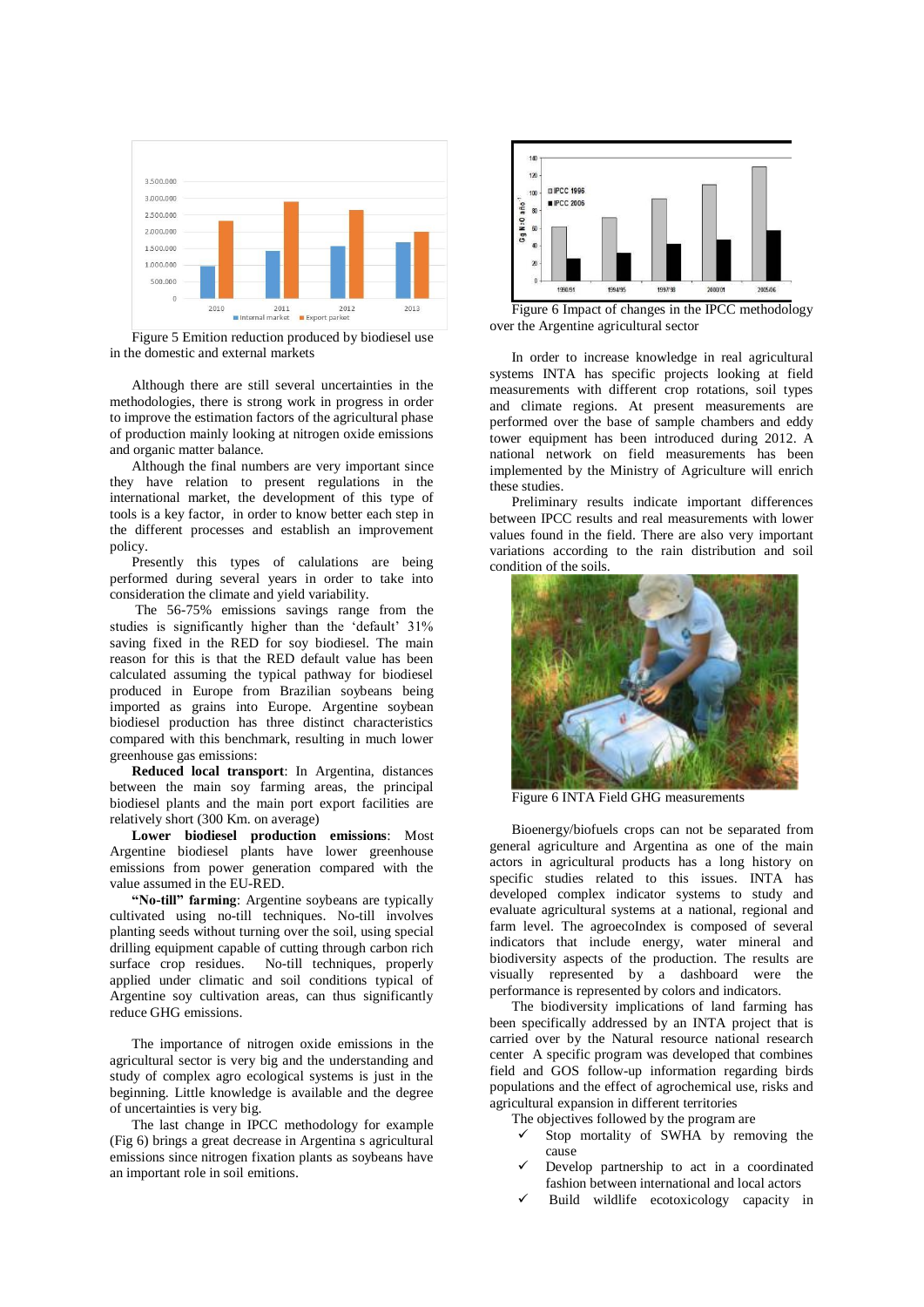Figure 5 Emition reduction produced by biodiesel use in the domestic and external markets

Although there are still several uncertainties in the methodologies, there is strong work in progress in order to improve the estimation factors of the agricultural phase of production mainly looking at nitrogen oxide emissions and organic matter balance.

Although the final numbers are very important since they have relation to present regulations in the international market, the development of this type of tools is a key factor, in order to know better each step in the different processes and establish an improvement policy.

Presently this types of calulations are being performed during several years in order to take into consideration the climate and yield variability.

The 56-75% emissions savings range from the studies is significantly higher than the 'default' 31% saving fixed in the RED for soy biodiesel. The main reason for this is that the RED default value has been calculated assuming the typical pathway for biodiesel produced in Europe from Brazilian soybeans being imported as grains into Europe. Argentine soybean biodiesel production has three distinct characteristics compared with this benchmark, resulting in much lower greenhouse gas emissions:

**Reduced local transport**: In Argentina, distances between the main soy farming areas, the principal biodiesel plants and the main port export facilities are relatively short (300 Km. on average)

**Lower biodiesel production emissions**: Most Argentine biodiesel plants have lower greenhouse emissions from power generation compared with the value assumed in the EU-RED.

**"No-till" farming**: Argentine soybeans are typically cultivated using no-till techniques. No-till involves planting seeds without turning over the soil, using special drilling equipment capable of cutting through carbon rich surface crop residues. No-till techniques, properly applied under climatic and soil conditions typical of Argentine soy cultivation areas, can thus significantly reduce GHG emissions.

The importance of nitrogen oxide emissions in the agricultural sector is very big and the understanding and study of complex agro ecological systems is just in the beginning. Little knowledge is available and the degree of uncertainties is very big.

The last change in IPCC methodology for example (Fig 6) brings a great decrease in Argentina s agricultural emissions since nitrogen fixation plants as soybeans have an important role in soil emitions.

Figure 6 Impact of changes in the IPCC methodology over the Argentine agricultural sector

In order to increase knowledge in real agricultural systems INTA has specific projects looking at field measurements with different crop rotations, soil types and climate regions. At present measurements are performed over the base of sample chambers and eddy tower equipment has been introduced during 2012. A national network on field measurements has been implemented by the Ministry of Agriculture will enrich these studies.

Preliminary results indicate important differences between IPCC results and real measurements with lower values found in the field. There are also very important variations according to the rain distribution and soil condition of the soils.

Figure 6 INTA Field GHG measurements

Bioenergy/biofuels crops can not be separated from general agriculture and Argentina as one of the main actors in agricultural products has a long history on specific studies related to this issues. INTA has developed complex indicator systems to study and evaluate agricultural systems at a national, regional and farm level. The agroecoIndex is composed of several indicators that include energy, water mineral and biodiversity aspects of the production. The results are visually represented by a dashboard were the performance is represented by colors and indicators.

The biodiversity implications of land farming has been specifically addressed by an INTA project that is carried over by the Natural resource national research center A specific program was developed that combines field and GOS follow-up information regarding birds populations and the effect of agrochemical use, risks and agricultural expansion in different territories

The objectives followed by the program are

- ✓ Stop mortality of SWHA by removing the cause
- ✓ Develop partnership to act in a coordinated fashion between international and local actors
- ✓ Build wildlife ecotoxicology capacity in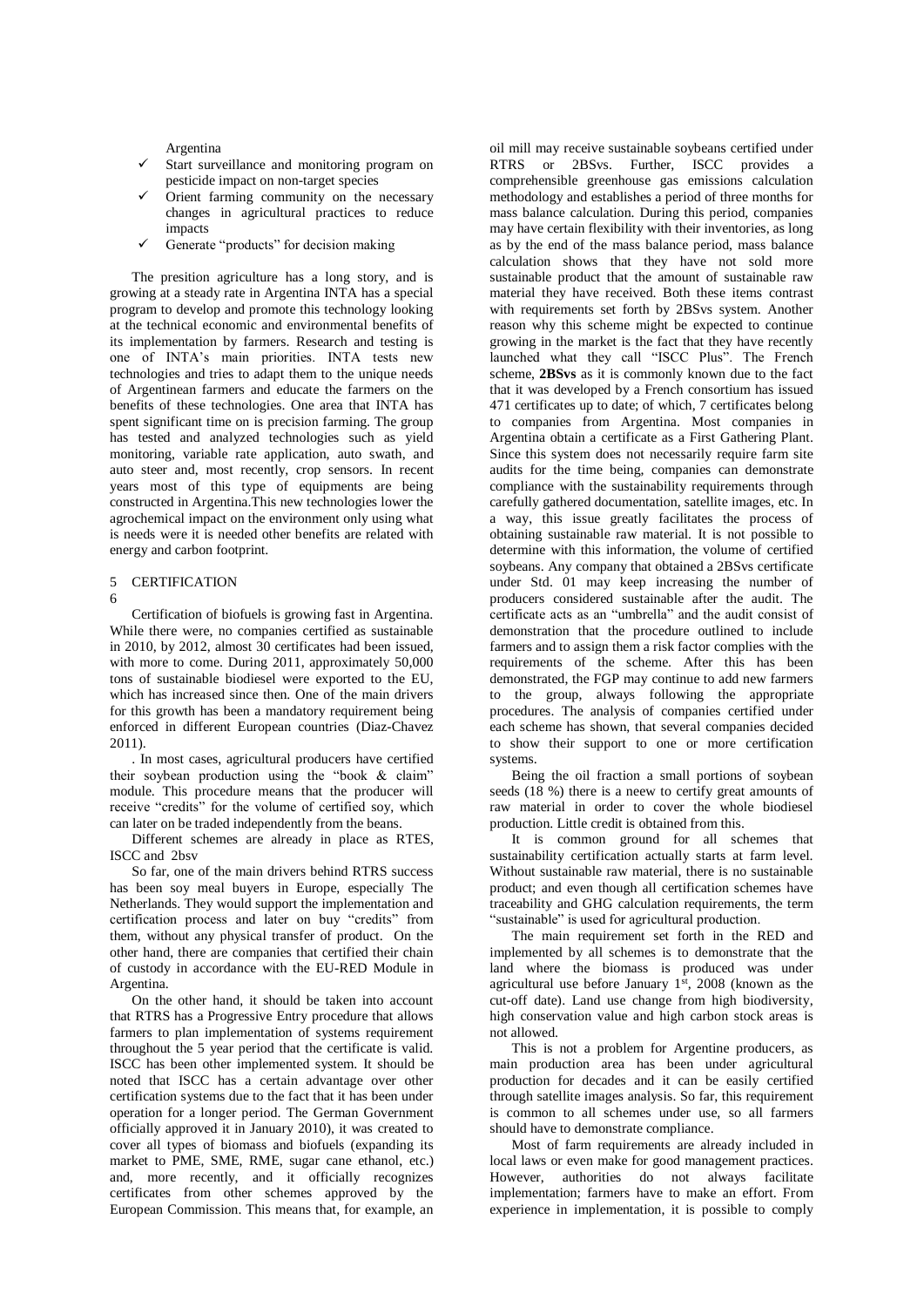Argentina

- ✓ Start surveillance and monitoring program on pesticide impact on non-target species
- ✓ Orient farming community on the necessary changes in agricultural practices to reduce impacts
- ✓ Generate "products" for decision making

The presition agriculture has a long story, and is growing at a steady rate in Argentina INTA has a special program to develop and promote this technology looking at the technical economic and environmental benefits of its implementation by farmers. Research and testing is one of INTA's main priorities. INTA tests new technologies and tries to adapt them to the unique needs of Argentinean farmers and educate the farmers on the benefits of these technologies. One area that INTA has spent significant time on is precision farming. The group has tested and analyzed technologies such as yield monitoring, variable rate application, auto swath, and auto steer and, most recently, crop sensors. In recent years most of this type of equipments are being constructed in Argentina.This new technologies lower the agrochemical impact on the environment only using what is needs were it is needed other benefits are related with energy and carbon footprint.

## 5 CERTIFICATION

6

Certification of biofuels is growing fast in Argentina. While there were, no companies certified as sustainable in 2010, by 2012, almost 30 certificates had been issued, with more to come. During 2011, approximately 50,000 tons of sustainable biodiesel were exported to the EU, which has increased since then. One of the main drivers for this growth has been a mandatory requirement being enforced in different European countries (Diaz-Chavez 2011).

. In most cases, agricultural producers have certified their soybean production using the "book & claim" module. This procedure means that the producer will receive "credits" for the volume of certified soy, which can later on be traded independently from the beans.

Different schemes are already in place as RTES, ISCC and 2bsv

So far, one of the main drivers behind RTRS success has been soy meal buyers in Europe, especially The Netherlands. They would support the implementation and certification process and later on buy "credits" from them, without any physical transfer of product. On the other hand, there are companies that certified their chain of custody in accordance with the EU-RED Module in Argentina.

On the other hand, it should be taken into account that RTRS has a Progressive Entry procedure that allows farmers to plan implementation of systems requirement throughout the 5 year period that the certificate is valid. ISCC has been other implemented system. It should be noted that ISCC has a certain advantage over other certification systems due to the fact that it has been under operation for a longer period. The German Government officially approved it in January 2010), it was created to cover all types of biomass and biofuels (expanding its market to PME, SME, RME, sugar cane ethanol, etc.) and, more recently, and it officially recognizes certificates from other schemes approved by the European Commission. This means that, for example, an oil mill may receive sustainable soybeans certified under RTRS or 2BSvs. Further, ISCC provides a comprehensible greenhouse gas emissions calculation methodology and establishes a period of three months for mass balance calculation. During this period, companies may have certain flexibility with their inventories, as long as by the end of the mass balance period, mass balance calculation shows that they have not sold more sustainable product that the amount of sustainable raw material they have received. Both these items contrast with requirements set forth by 2BSvs system. Another reason why this scheme might be expected to continue growing in the market is the fact that they have recently launched what they call "ISCC Plus". The French scheme, **2BSvs** as it is commonly known due to the fact that it was developed by a French consortium has issued 471 certificates up to date; of which, 7 certificates belong to companies from Argentina. Most companies in Argentina obtain a certificate as a First Gathering Plant. Since this system does not necessarily require farm site audits for the time being, companies can demonstrate compliance with the sustainability requirements through carefully gathered documentation, satellite images, etc. In a way, this issue greatly facilitates the process of obtaining sustainable raw material. It is not possible to determine with this information, the volume of certified soybeans. Any company that obtained a 2BSvs certificate under Std. 01 may keep increasing the number of producers considered sustainable after the audit. The certificate acts as an "umbrella" and the audit consist of demonstration that the procedure outlined to include farmers and to assign them a risk factor complies with the requirements of the scheme. After this has been demonstrated, the FGP may continue to add new farmers to the group, always following the appropriate procedures. The analysis of companies certified under each scheme has shown, that several companies decided to show their support to one or more certification systems.

Being the oil fraction a small portions of soybean seeds (18 %) there is a neew to certify great amounts of raw material in order to cover the whole biodiesel production. Little credit is obtained from this.

It is common ground for all schemes that sustainability certification actually starts at farm level. Without sustainable raw material, there is no sustainable product; and even though all certification schemes have traceability and GHG calculation requirements, the term "sustainable" is used for agricultural production.

The main requirement set forth in the RED and implemented by all schemes is to demonstrate that the land where the biomass is produced was under agricultural use before January 1st, 2008 (known as the cut-off date). Land use change from high biodiversity, high conservation value and high carbon stock areas is not allowed.

This is not a problem for Argentine producers, as main production area has been under agricultural production for decades and it can be easily certified through satellite images analysis. So far, this requirement is common to all schemes under use, so all farmers should have to demonstrate compliance.

Most of farm requirements are already included in local laws or even make for good management practices. However, authorities do not always facilitate implementation; farmers have to make an effort. From experience in implementation, it is possible to comply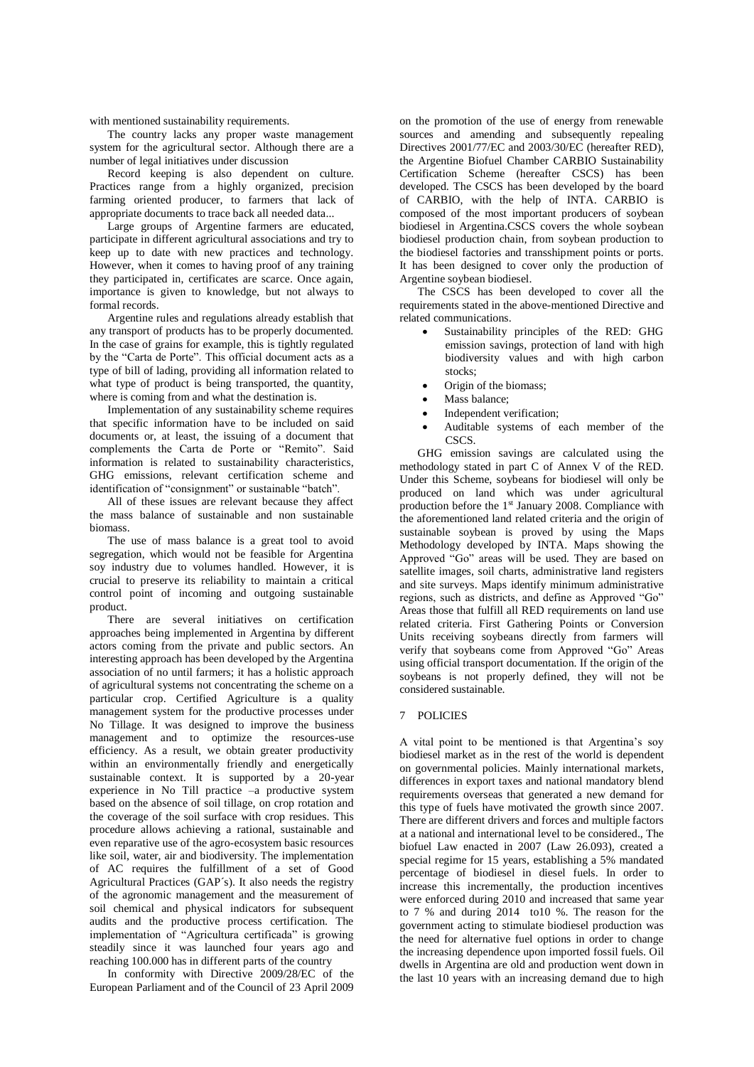with mentioned sustainability requirements.

The country lacks any proper waste management system for the agricultural sector. Although there are a number of legal initiatives under discussion

Record keeping is also dependent on culture. Practices range from a highly organized, precision farming oriented producer, to farmers that lack of appropriate documents to trace back all needed data...

Large groups of Argentine farmers are educated, participate in different agricultural associations and try to keep up to date with new practices and technology. However, when it comes to having proof of any training they participated in, certificates are scarce. Once again, importance is given to knowledge, but not always to formal records.

Argentine rules and regulations already establish that any transport of products has to be properly documented. In the case of grains for example, this is tightly regulated by the "Carta de Porte". This official document acts as a type of bill of lading, providing all information related to what type of product is being transported, the quantity, where is coming from and what the destination is.

Implementation of any sustainability scheme requires that specific information have to be included on said documents or, at least, the issuing of a document that complements the Carta de Porte or "Remito". Said information is related to sustainability characteristics, GHG emissions, relevant certification scheme and identification of "consignment" or sustainable "batch".

All of these issues are relevant because they affect the mass balance of sustainable and non sustainable biomass.

The use of mass balance is a great tool to avoid segregation, which would not be feasible for Argentina soy industry due to volumes handled. However, it is crucial to preserve its reliability to maintain a critical control point of incoming and outgoing sustainable product.

There are several initiatives on certification approaches being implemented in Argentina by different actors coming from the private and public sectors. An interesting approach has been developed by the Argentina association of no until farmers; it has a holistic approach of agricultural systems not concentrating the scheme on a particular crop. Certified Agriculture is a quality management system for the productive processes under No Tillage. It was designed to improve the business management and to optimize the resources-use efficiency. As a result, we obtain greater productivity within an environmentally friendly and energetically sustainable context. It is supported by a 20-year experience in No Till practice –a productive system based on the absence of soil tillage, on crop rotation and the coverage of the soil surface with crop residues. This procedure allows achieving a rational, sustainable and even reparative use of the agro-ecosystem basic resources like soil, water, air and biodiversity. The implementation of AC requires the fulfillment of a set of Good Agricultural Practices (GAP´s). It also needs the registry of the agronomic management and the measurement of soil chemical and physical indicators for subsequent audits and the productive process certification. The implementation of "Agricultura certificada" is growing steadily since it was launched four years ago and reaching 100.000 has in different parts of the country

In conformity with Directive 2009/28/EC of the European Parliament and of the Council of 23 April 2009 on the promotion of the use of energy from renewable sources and amending and subsequently repealing Directives 2001/77/EC and 2003/30/EC (hereafter RED), the Argentine Biofuel Chamber CARBIO Sustainability Certification Scheme (hereafter CSCS) has been developed. The CSCS has been developed by the board of CARBIO, with the help of INTA. CARBIO is composed of the most important producers of soybean biodiesel in Argentina.CSCS covers the whole soybean biodiesel production chain, from soybean production to the biodiesel factories and transshipment points or ports. It has been designed to cover only the production of Argentine soybean biodiesel.

The CSCS has been developed to cover all the requirements stated in the above-mentioned Directive and related communications.

- Sustainability principles of the RED: GHG emission savings, protection of land with high biodiversity values and with high carbon stocks;
- Origin of the biomass;
- Mass balance;
- Independent verification;
- Auditable systems of each member of the CSCS.

GHG emission savings are calculated using the methodology stated in part C of Annex V of the RED. Under this Scheme, soybeans for biodiesel will only be produced on land which was under agricultural production before the 1st January 2008. Compliance with the aforementioned land related criteria and the origin of sustainable soybean is proved by using the Maps Methodology developed by INTA. Maps showing the Approved "Go" areas will be used. They are based on satellite images, soil charts, administrative land registers and site surveys. Maps identify minimum administrative regions, such as districts, and define as Approved "Go" Areas those that fulfill all RED requirements on land use related criteria. First Gathering Points or Conversion Units receiving soybeans directly from farmers will verify that soybeans come from Approved "Go" Areas using official transport documentation. If the origin of the soybeans is not properly defined, they will not be considered sustainable.

## 7 POLICIES

A vital point to be mentioned is that Argentina's soy biodiesel market as in the rest of the world is dependent on governmental policies. Mainly international markets, differences in export taxes and national mandatory blend requirements overseas that generated a new demand for this type of fuels have motivated the growth since 2007. There are different drivers and forces and multiple factors at a national and international level to be considered., The biofuel Law enacted in 2007 (Law 26.093), created a special regime for 15 years, establishing a 5% mandated percentage of biodiesel in diesel fuels. In order to increase this incrementally, the production incentives were enforced during 2010 and increased that same year to 7 % and during 2014 to10 %. The reason for the government acting to stimulate biodiesel production was the need for alternative fuel options in order to change the increasing dependence upon imported fossil fuels. Oil dwells in Argentina are old and production went down in the last 10 years with an increasing demand due to high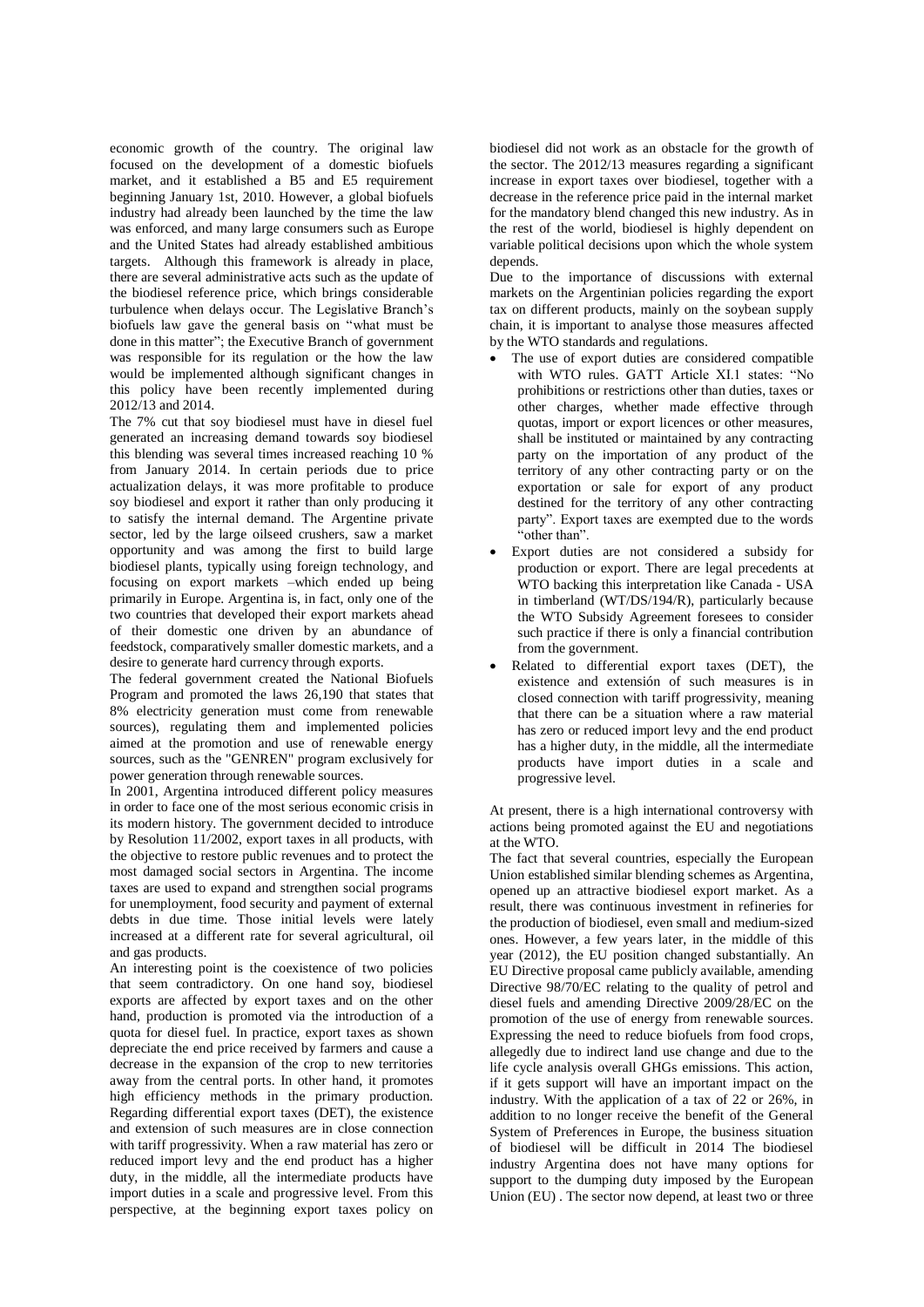economic growth of the country. The original law focused on the development of a domestic biofuels market, and it established a B5 and E5 requirement beginning January 1st, 2010. However, a global biofuels industry had already been launched by the time the law was enforced, and many large consumers such as Europe and the United States had already established ambitious targets. Although this framework is already in place, there are several administrative acts such as the update of the biodiesel reference price, which brings considerable turbulence when delays occur. The Legislative Branch's biofuels law gave the general basis on "what must be done in this matter"; the Executive Branch of government was responsible for its regulation or the how the law would be implemented although significant changes in this policy have been recently implemented during 2012/13 and 2014.

The 7% cut that soy biodiesel must have in diesel fuel generated an increasing demand towards soy biodiesel this blending was several times increased reaching 10 % from January 2014. In certain periods due to price actualization delays, it was more profitable to produce soy biodiesel and export it rather than only producing it to satisfy the internal demand. The Argentine private sector, led by the large oilseed crushers, saw a market opportunity and was among the first to build large biodiesel plants, typically using foreign technology, and focusing on export markets –which ended up being primarily in Europe. Argentina is, in fact, only one of the two countries that developed their export markets ahead of their domestic one driven by an abundance of feedstock, comparatively smaller domestic markets, and a desire to generate hard currency through exports.

The federal government created the National Biofuels Program and promoted the laws 26,190 that states that 8% electricity generation must come from renewable sources), regulating them and implemented policies aimed at the promotion and use of renewable energy sources, such as the "GENREN" program exclusively for power generation through renewable sources.

In 2001, Argentina introduced different policy measures in order to face one of the most serious economic crisis in its modern history. The government decided to introduce by Resolution 11/2002, export taxes in all products, with the objective to restore public revenues and to protect the most damaged social sectors in Argentina. The income taxes are used to expand and strengthen social programs for unemployment, food security and payment of external debts in due time. Those initial levels were lately increased at a different rate for several agricultural, oil and gas products.

An interesting point is the coexistence of two policies that seem contradictory. On one hand soy, biodiesel exports are affected by export taxes and on the other hand, production is promoted via the introduction of a quota for diesel fuel. In practice, export taxes as shown depreciate the end price received by farmers and cause a decrease in the expansion of the crop to new territories away from the central ports. In other hand, it promotes high efficiency methods in the primary production. Regarding differential export taxes (DET), the existence and extension of such measures are in close connection with tariff progressivity. When a raw material has zero or reduced import levy and the end product has a higher duty, in the middle, all the intermediate products have import duties in a scale and progressive level. From this perspective, at the beginning export taxes policy on biodiesel did not work as an obstacle for the growth of the sector. The 2012/13 measures regarding a significant increase in export taxes over biodiesel, together with a decrease in the reference price paid in the internal market for the mandatory blend changed this new industry. As in the rest of the world, biodiesel is highly dependent on variable political decisions upon which the whole system depends.

Due to the importance of discussions with external markets on the Argentinian policies regarding the export tax on different products, mainly on the soybean supply chain, it is important to analyse those measures affected by the WTO standards and regulations.

- The use of export duties are considered compatible with WTO rules. GATT Article XI.1 states: "No prohibitions or restrictions other than duties, taxes or other charges, whether made effective through quotas, import or export licences or other measures, shall be instituted or maintained by any contracting party on the importation of any product of the territory of any other contracting party or on the exportation or sale for export of any product destined for the territory of any other contracting party". Export taxes are exempted due to the words "other than".
- Export duties are not considered a subsidy for production or export. There are legal precedents at WTO backing this interpretation like Canada - USA in timberland (WT/DS/194/R), particularly because the WTO Subsidy Agreement foresees to consider such practice if there is only a financial contribution from the government.
- Related to differential export taxes (DET), the existence and extensión of such measures is in closed connection with tariff progressivity, meaning that there can be a situation where a raw material has zero or reduced import levy and the end product has a higher duty, in the middle, all the intermediate products have import duties in a scale and progressive level.

At present, there is a high international controversy with actions being promoted against the EU and negotiations at the WTO.

The fact that several countries, especially the European Union established similar blending schemes as Argentina, opened up an attractive biodiesel export market. As a result, there was continuous investment in refineries for the production of biodiesel, even small and medium-sized ones. However, a few years later, in the middle of this year (2012), the EU position changed substantially. An EU Directive proposal came publicly available, amending Directive 98/70/EC relating to the quality of petrol and diesel fuels and amending Directive 2009/28/EC on the promotion of the use of energy from renewable sources. Expressing the need to reduce biofuels from food crops, allegedly due to indirect land use change and due to the life cycle analysis overall GHGs emissions. This action, if it gets support will have an important impact on the industry. With the application of a tax of 22 or 26%, in addition to no longer receive the benefit of the General System of Preferences in Europe, the business situation of biodiesel will be difficult in 2014 The biodiesel industry Argentina does not have many options for support to the dumping duty imposed by the European Union (EU) . The sector now depend, at least two or three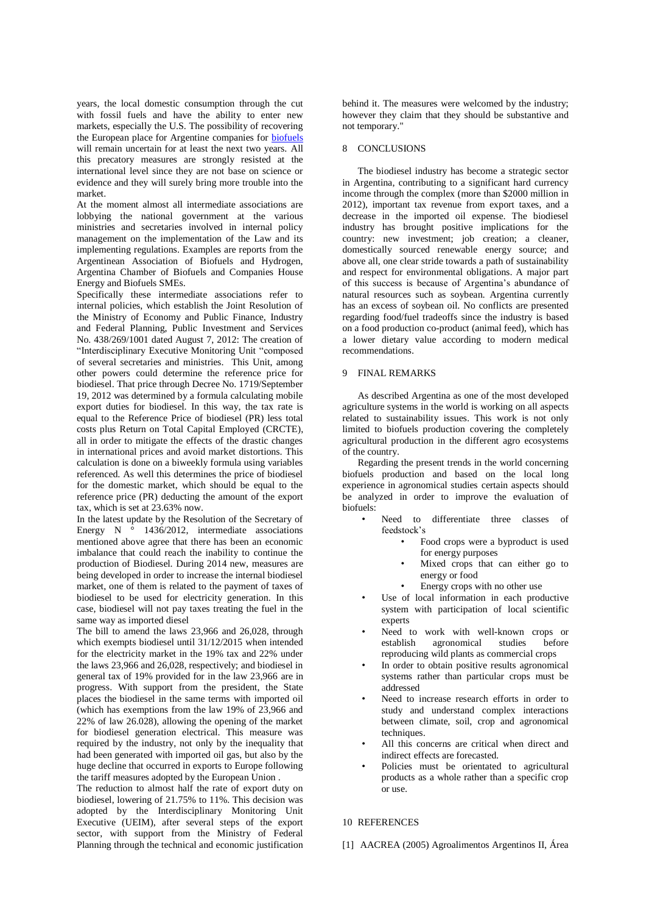years, the local domestic consumption through the cut with fossil fuels and have the ability to enter new markets, especially the U.S. The possibility of recovering the European place for Argentine companies for biofuels will remain uncertain for at least the next two years. All this precatory measures are strongly resisted at the international level since they are not base on science or evidence and they will surely bring more trouble into the market.

At the moment almost all intermediate associations are lobbying the national government at the various ministries and secretaries involved in internal policy management on the implementation of the Law and its implementing regulations. Examples are reports from the Argentinean Association of Biofuels and Hydrogen, Argentina Chamber of Biofuels and Companies House Energy and Biofuels SMEs.

Specifically these intermediate associations refer to internal policies, which establish the Joint Resolution of the Ministry of Economy and Public Finance, Industry and Federal Planning, Public Investment and Services No. 438/269/1001 dated August 7, 2012: The creation of "Interdisciplinary Executive Monitoring Unit "composed of several secretaries and ministries. This Unit, among other powers could determine the reference price for biodiesel. That price through Decree No. 1719/September 19, 2012 was determined by a formula calculating mobile export duties for biodiesel. In this way, the tax rate is equal to the Reference Price of biodiesel (PR) less total costs plus Return on Total Capital Employed (CRCTE), all in order to mitigate the effects of the drastic changes in international prices and avoid market distortions. This calculation is done on a biweekly formula using variables referenced. As well this determines the price of biodiesel for the domestic market, which should be equal to the reference price (PR) deducting the amount of the export tax, which is set at 23.63% now.

In the latest update by the Resolution of the Secretary of Energy N ° 1436/2012, intermediate associations mentioned above agree that there has been an economic imbalance that could reach the inability to continue the production of Biodiesel. During 2014 new, measures are being developed in order to increase the internal biodiesel market, one of them is related to the payment of taxes of biodiesel to be used for electricity generation. In this case, biodiesel will not pay taxes treating the fuel in the same way as imported diesel

The bill to amend the laws 23,966 and 26,028, through which exempts biodiesel until 31/12/2015 when intended for the electricity market in the 19% tax and 22% under the laws 23,966 and 26,028, respectively; and biodiesel in general tax of 19% provided for in the law 23,966 are in progress. With support from the president, the State places the biodiesel in the same terms with imported oil (which has exemptions from the law 19% of 23,966 and 22% of law 26.028), allowing the opening of the market for biodiesel generation electrical. This measure was required by the industry, not only by the inequality that had been generated with imported oil gas, but also by the huge decline that occurred in exports to Europe following the tariff measures adopted by the European Union .

The reduction to almost half the rate of export duty on biodiesel, lowering of 21.75% to 11%. This decision was adopted by the Interdisciplinary Monitoring Unit Executive (UEIM), after several steps of the export sector, with support from the Ministry of Federal Planning through the technical and economic justification behind it. The measures were welcomed by the industry; however they claim that they should be substantive and not temporary."

## 8 CONCLUSIONS

The biodiesel industry has become a strategic sector in Argentina, contributing to a significant hard currency income through the complex (more than \$2000 million in 2012), important tax revenue from export taxes, and a decrease in the imported oil expense. The biodiesel industry has brought positive implications for the country: new investment; job creation; a cleaner, domestically sourced renewable energy source; and above all, one clear stride towards a path of sustainability and respect for environmental obligations. A major part of this success is because of Argentina's abundance of natural resources such as soybean. Argentina currently has an excess of soybean oil. No conflicts are presented regarding food/fuel tradeoffs since the industry is based on a food production co-product (animal feed), which has a lower dietary value according to modern medical recommendations.

## 9 FINAL REMARKS

As described Argentina as one of the most developed agriculture systems in the world is working on all aspects related to sustainability issues. This work is not only limited to biofuels production covering the completely agricultural production in the different agro ecosystems of the country.

Regarding the present trends in the world concerning biofuels production and based on the local long experience in agronomical studies certain aspects should be analyzed in order to improve the evaluation of biofuels:

- Need to differentiate three classes of feedstock's
  - Food crops were a byproduct is used for energy purposes
  - Mixed crops that can either go to energy or food
  - Energy crops with no other use
- Use of local information in each productive system with participation of local scientific experts
- Need to work with well-known crops or establish agronomical studies before reproducing wild plants as commercial crops
- In order to obtain positive results agronomical systems rather than particular crops must be addressed
- Need to increase research efforts in order to study and understand complex interactions between climate, soil, crop and agronomical techniques.
- All this concerns are critical when direct and indirect effects are forecasted.
- Policies must be orientated to agricultural products as a whole rather than a specific crop or use.

## 10 REFERENCES

[1] AACREA (2005) Agroalimentos Argentinos II, Área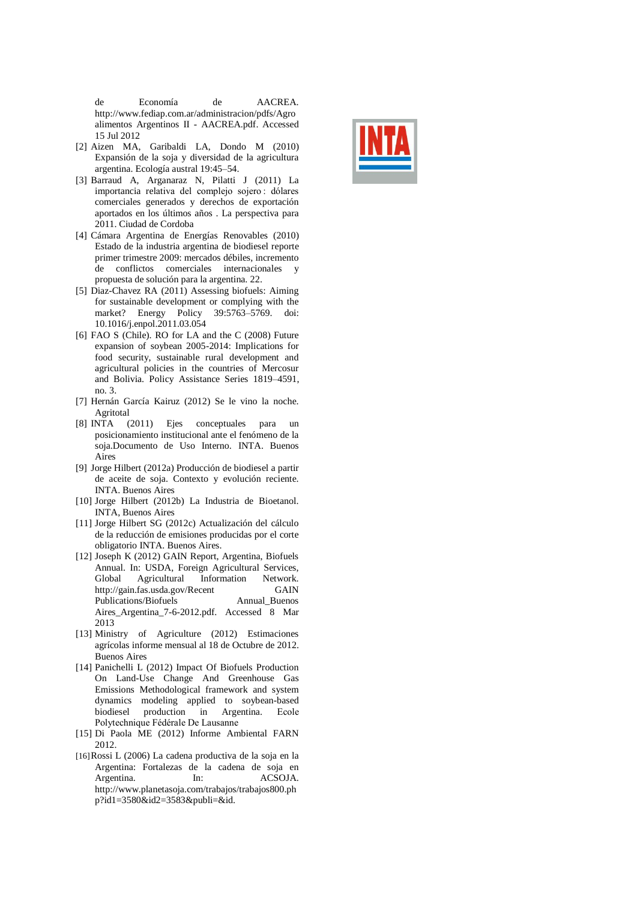de Economía de AACREA. http://www.fediap.com.ar/administracion/pdfs/Agro alimentos Argentinos II - AACREA.pdf. Accessed 15 Jul 2012

[2] Aizen MA, Garibaldi LA, Dondo M (2010) Expansión de la soja y diversidad de la agricultura argentina. Ecología austral 19:45–54.

[3] Barraud A, Arganaraz N, Pilatti J (2011) La importancia relativa del complejo sojero : dólares comerciales generados y derechos de exportación aportados en los últimos años . La perspectiva para 2011. Ciudad de Cordoba

[4] Cámara Argentina de Energías Renovables (2010) Estado de la industria argentina de biodiesel reporte primer trimestre 2009: mercados débiles, incremento de conflictos comerciales internacionales y propuesta de solución para la argentina. 22.

[5] Diaz-Chavez RA (2011) Assessing biofuels: Aiming for sustainable development or complying with the market? Energy Policy 39:5763–5769. doi: 10.1016/j.enpol.2011.03.054

[6] FAO S (Chile). RO for LA and the C (2008) Future expansion of soybean 2005-2014: Implications for food security, sustainable rural development and agricultural policies in the countries of Mercosur and Bolivia. Policy Assistance Series 1819–4591, no. 3.

[7] Hernán García Kairuz (2012) Se le vino la noche. Agritotal

[8] INTA (2011) Ejes conceptuales para un posicionamiento institucional ante el fenómeno de la soja.Documento de Uso Interno. INTA. Buenos Aires

[9] Jorge Hilbert (2012a) Producción de biodiesel a partir de aceite de soja. Contexto y evolución reciente. INTA. Buenos Aires

[10] Jorge Hilbert (2012b) La Industria de Bioetanol. INTA, Buenos Aires

[11] Jorge Hilbert SG (2012c) Actualización del cálculo de la reducción de emisiones producidas por el corte obligatorio INTA. Buenos Aires.

[12] Joseph K (2012) GAIN Report, Argentina, Biofuels Annual. In: USDA, Foreign Agricultural Services, Global Agricultural Information Network. http://gain.fas.usda.gov/Recent GAIN Publications/Biofuels Annual_Buenos Aires_Argentina_7-6-2012.pdf. Accessed 8 Mar 2013

[13] Ministry of Agriculture (2012) Estimaciones agrícolas informe mensual al 18 de Octubre de 2012. Buenos Aires

[14] Panichelli L (2012) Impact Of Biofuels Production On Land-Use Change And Greenhouse Gas Emissions Methodological framework and system dynamics modeling applied to soybean-based biodiesel production in Argentina. Ecole Polytechnique Fédérale De Lausanne

[15] Di Paola ME (2012) Informe Ambiental FARN 2012.

[16] Rossi L (2006) La cadena productiva de la soja en la Argentina: Fortalezas de la cadena de soja en Argentina. In: ACSOJA. http://www.planetasoja.com/trabajos/trabajos800.php?id1=3580&id2=3583&publi=&id.

INTA